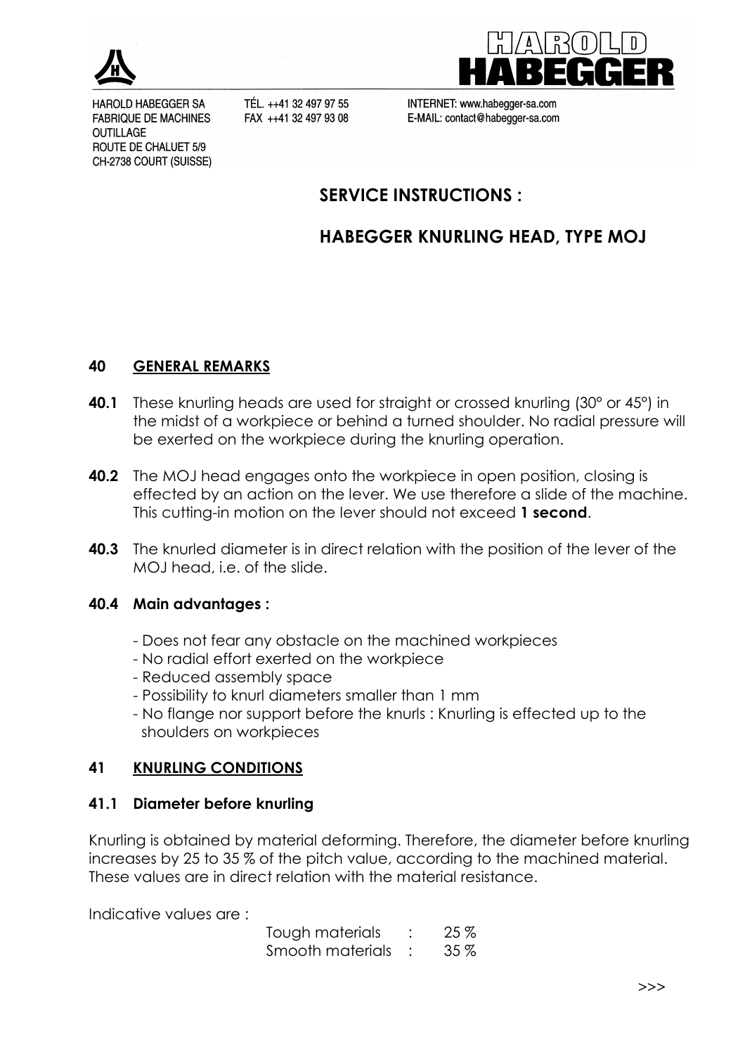HAROLD HABEGGER SA
FABRIQUE DE MACHINES
OUTILLAGE
ROUTE DE CHALUET 5/9
CH-2738 COURT (SUISSE)

TÉL. ++41 32 497 97 55
FAX ++41 32 497 93 08

INTERNET: www.habegger-sa.com
E-MAIL: contact@habegger-sa.com

# SERVICE INSTRUCTIONS :

# HABEGGER KNURLING HEAD, TYPE MOJ

## 40 GENERAL REMARKS

**40.1** These knurling heads are used for straight or crossed knurling (30° or 45°) in the midst of a workpiece or behind a turned shoulder. No radial pressure will be exerted on the workpiece during the knurling operation.

**40.2** The MOJ head engages onto the workpiece in open position, closing is effected by an action on the lever. We use therefore a slide of the machine. This cutting-in motion on the lever should not exceed **1 second**.

**40.3** The knurled diameter is in direct relation with the position of the lever of the MOJ head, i.e. of the slide.

### 40.4 Main advantages :

- Does not fear any obstacle on the machined workpieces
- No radial effort exerted on the workpiece
- Reduced assembly space
- Possibility to knurl diameters smaller than 1 mm
- No flange nor support before the knurls : Knurling is effected up to the shoulders on workpieces

## 41 KNURLING CONDITIONS

### 41.1 Diameter before knurling

Knurling is obtained by material deforming. Therefore, the diameter before knurling increases by 25 to 35 % of the pitch value, according to the machined material. These values are in direct relation with the material resistance.

Indicative values are :

| | | |
|---|---|---|
| Tough materials | : | 25 % |
| Smooth materials | : | 35 % |

>>>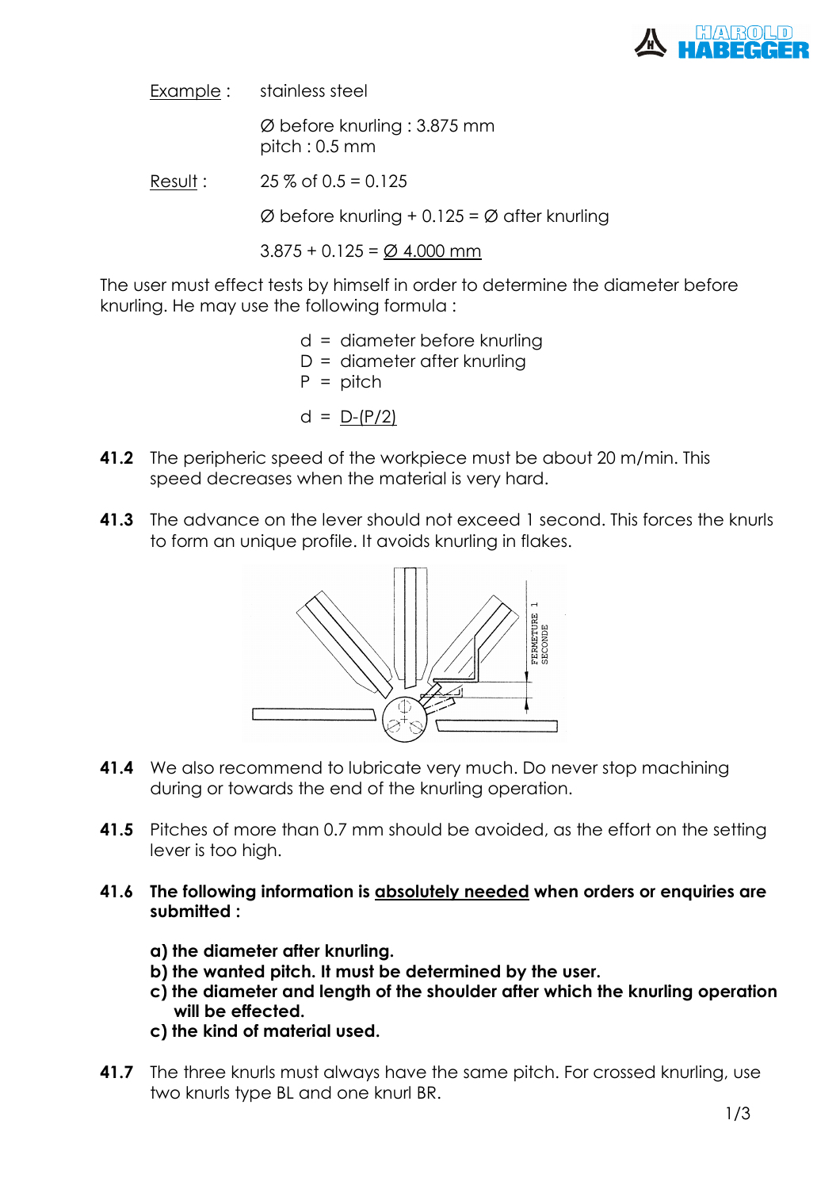Example : stainless steel

Ø before knurling : 3.875 mm
pitch : 0.5 mm

Result : 25 % of 0.5 = 0.125

Ø before knurling + 0.125 = Ø after knurling

3.875 + 0.125 = Ø 4.000 mm

The user must effect tests by himself in order to determine the diameter before knurling. He may use the following formula :

d = diameter before knurling
D = diameter after knurling
P = pitch

$d = D-(P/2)$

**41.2** The peripheric speed of the workpiece must be about 20 m/min. This speed decreases when the material is very hard.

**41.3** The advance on the lever should not exceed 1 second. This forces the knurls to form an unique profile. It avoids knurling in flakes.

**41.4** We also recommend to lubricate very much. Do never stop machining during or towards the end of the knurling operation.

**41.5** Pitches of more than 0.7 mm should be avoided, as the effort on the setting lever is too high.

**41.6** **The following information is absolutely needed when orders or enquiries are submitted :**

**a) the diameter after knurling.**
**b) the wanted pitch. It must be determined by the user.**
**c) the diameter and length of the shoulder after which the knurling operation will be effected.**
**c) the kind of material used.**

**41.7** The three knurls must always have the same pitch. For crossed knurling, use two knurls type BL and one knurl BR.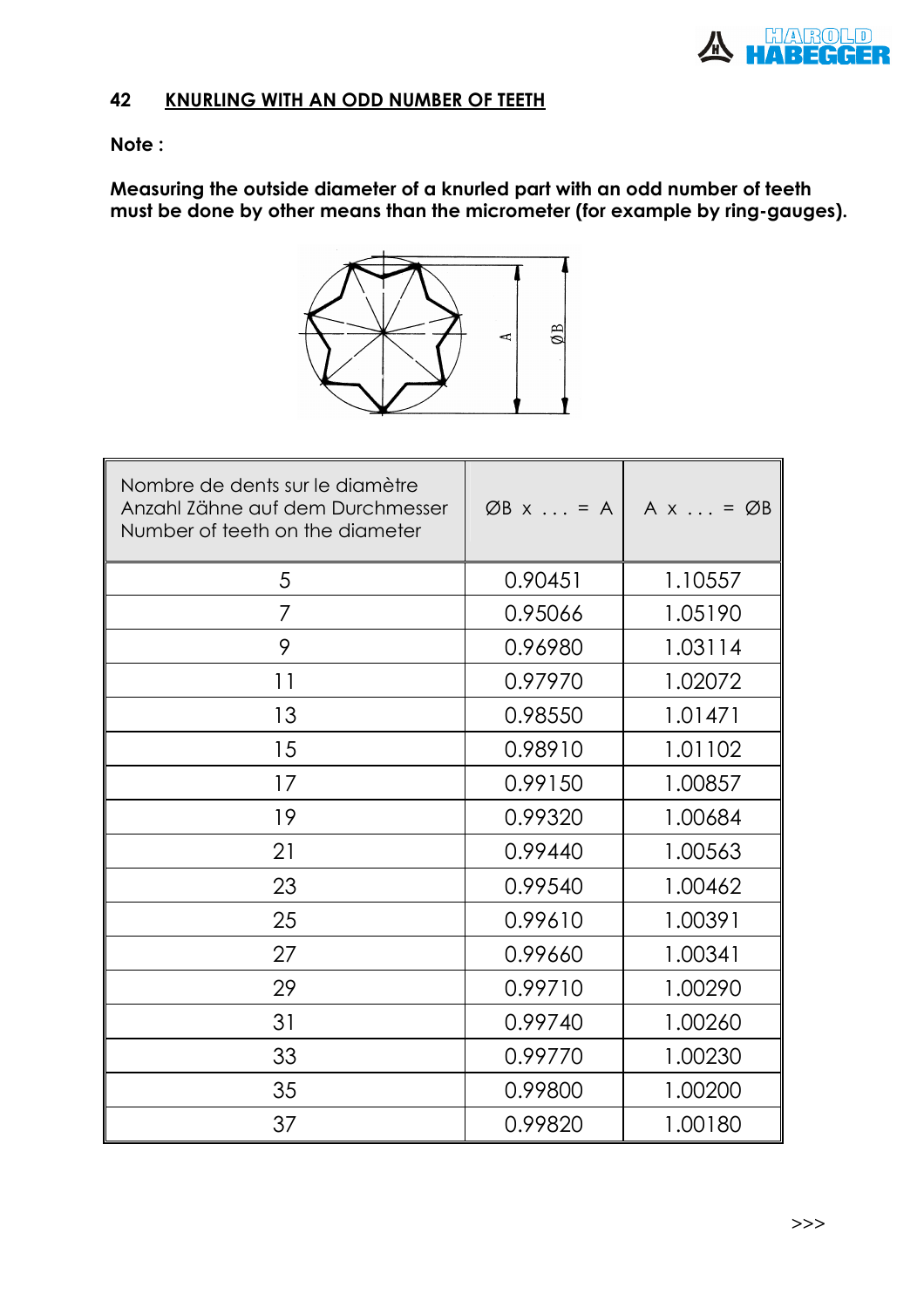## 42 KNURLING WITH AN ODD NUMBER OF TEETH

**Note :**

**Measuring the outside diameter of a knurled part with an odd number of teeth must be done by other means than the micrometer (for example by ring-gauges).**

| Nombre de dents sur le diamètre<br>Anzahl Zähne auf dem Durchmesser<br>Number of teeth on the diameter | ØB x . . . = A | A x . . . = ØB |
|---|---|---|
| 5 | 0.90451 | 1.10557 |
| 7 | 0.95066 | 1.05190 |
| 9 | 0.96980 | 1.03114 |
| 11 | 0.97970 | 1.02072 |
| 13 | 0.98550 | 1.01471 |
| 15 | 0.98910 | 1.01102 |
| 17 | 0.99150 | 1.00857 |
| 19 | 0.99320 | 1.00684 |
| 21 | 0.99440 | 1.00563 |
| 23 | 0.99540 | 1.00462 |
| 25 | 0.99610 | 1.00391 |
| 27 | 0.99660 | 1.00341 |
| 29 | 0.99710 | 1.00290 |
| 31 | 0.99740 | 1.00260 |
| 33 | 0.99770 | 1.00230 |
| 35 | 0.99800 | 1.00200 |
| 37 | 0.99820 | 1.00180 |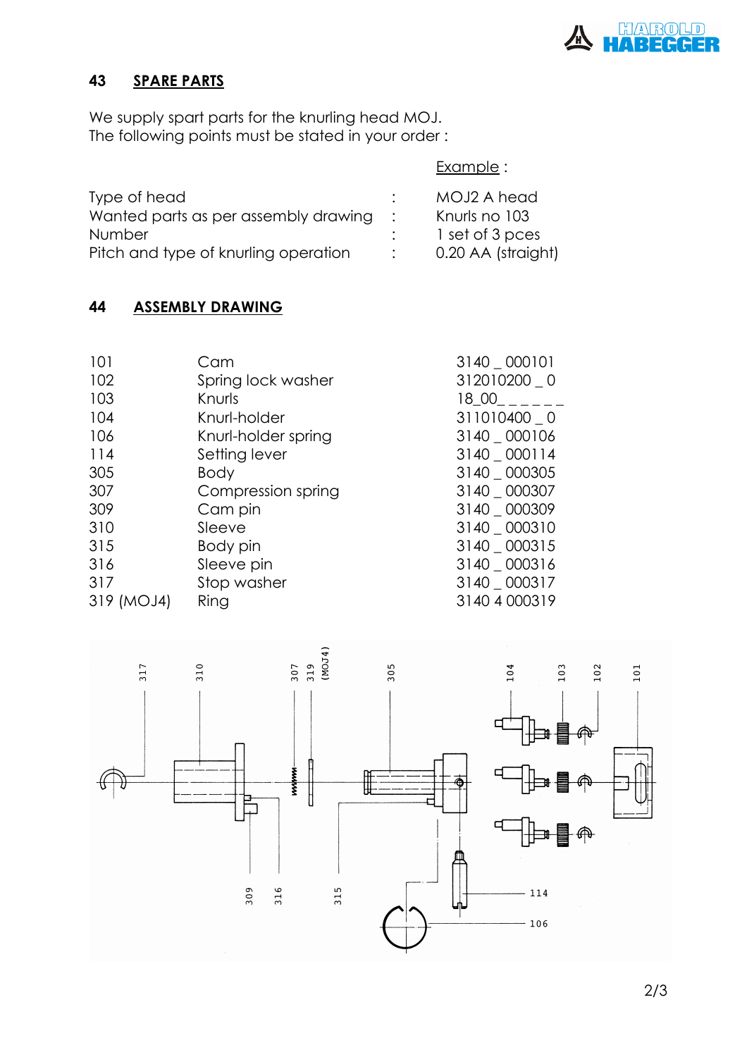## 43 SPARE PARTS

We supply spart parts for the knurling head MOJ.
The following points must be stated in your order :

| | | Example : |
|---|---|---|
| Type of head | : | MOJ2 A head |
| Wanted parts as per assembly drawing | : | Knurls no 103 |
| Number | : | 1 set of 3 pces |
| Pitch and type of knurling operation | : | 0.20 AA (straight) |

## 44 ASSEMBLY DRAWING

| | | |
|---|---|---|
| 101 | Cam | 3140 _ 000101 |
| 102 | Spring lock washer | 312010200 _ 0 |
| 103 | Knurls | 18_00_ _ _ _ _ _ |
| 104 | Knurl-holder | 311010400 _ 0 |
| 106 | Knurl-holder spring | 3140 _ 000106 |
| 114 | Setting lever | 3140 _ 000114 |
| 305 | Body | 3140 _ 000305 |
| 307 | Compression spring | 3140 _ 000307 |
| 309 | Cam pin | 3140 _ 000309 |
| 310 | Sleeve | 3140 _ 000310 |
| 315 | Body pin | 3140 _ 000315 |
| 316 | Sleeve pin | 3140 _ 000316 |
| 317 | Stop washer | 3140 _ 000317 |
| 319 (MOJ4) | Ring | 3140 4 000319 |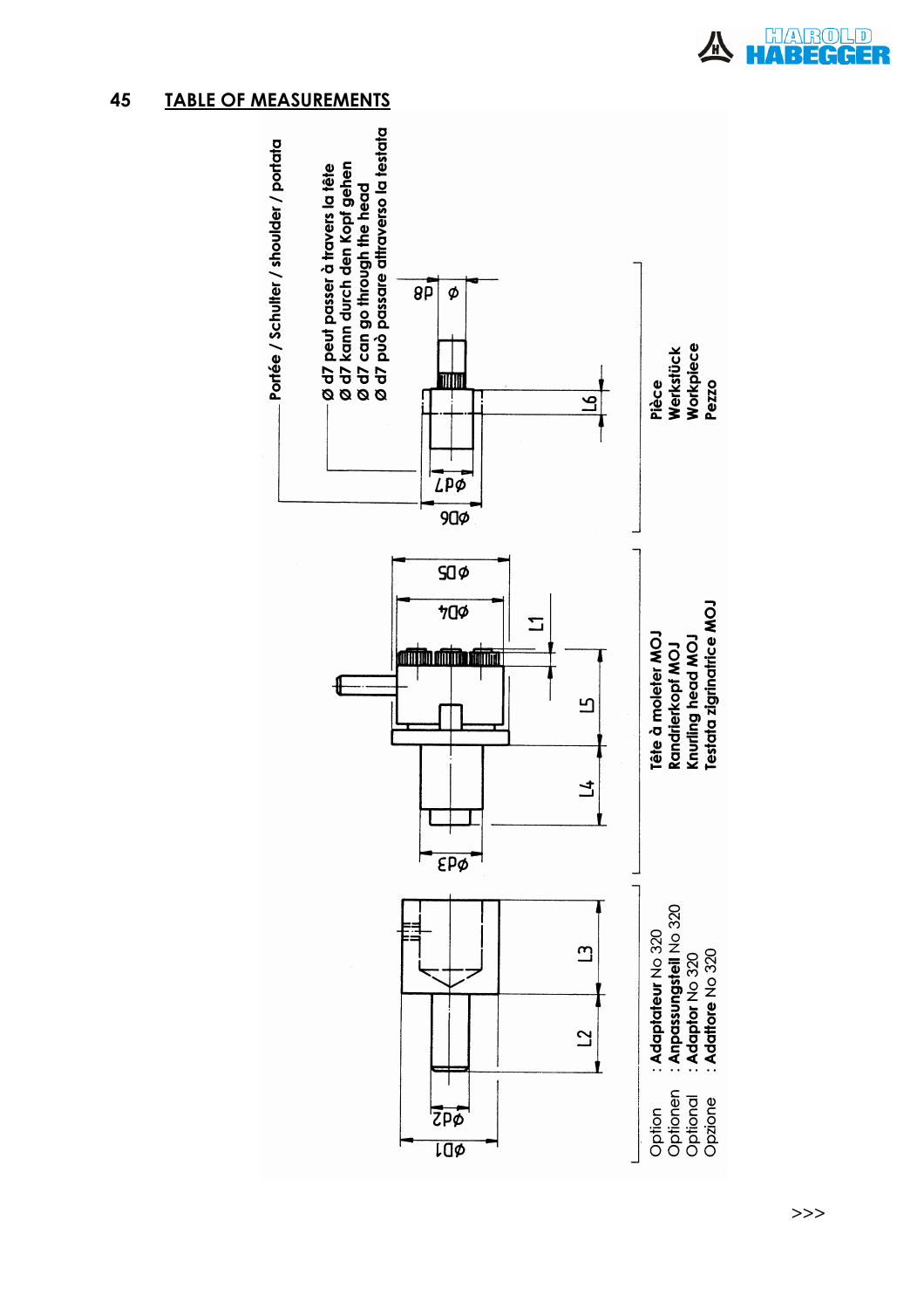# 45 TABLE OF MEASUREMENTS

Portée / Schulter / shoulder / portata

Ø d7 peut passer à travers la tête
Ø d7 kann durch den Kopf gehen
Ø d7 can go through the head
Ø d7 può passare attraverso la testata

ØD1 Ød2 L2 L3

Ød3 L4 L5 L1 ØD4 ØD5

ØD6 Ød7 L6 Ød8

Option : **Adaptateur** No 320
Optionen : **Anpassungsteil** No 320
Optional : **Adaptor** No 320
Opzione : **Adattore** No 320

**Tête à moleter MOJ**
**Randrierkopf MOJ**
**Knurling head MOJ**
**Testata zigrinatrice MOJ**

**Pièce**
**Werkstück**
**Workpiece**
**Pezzo**

>>>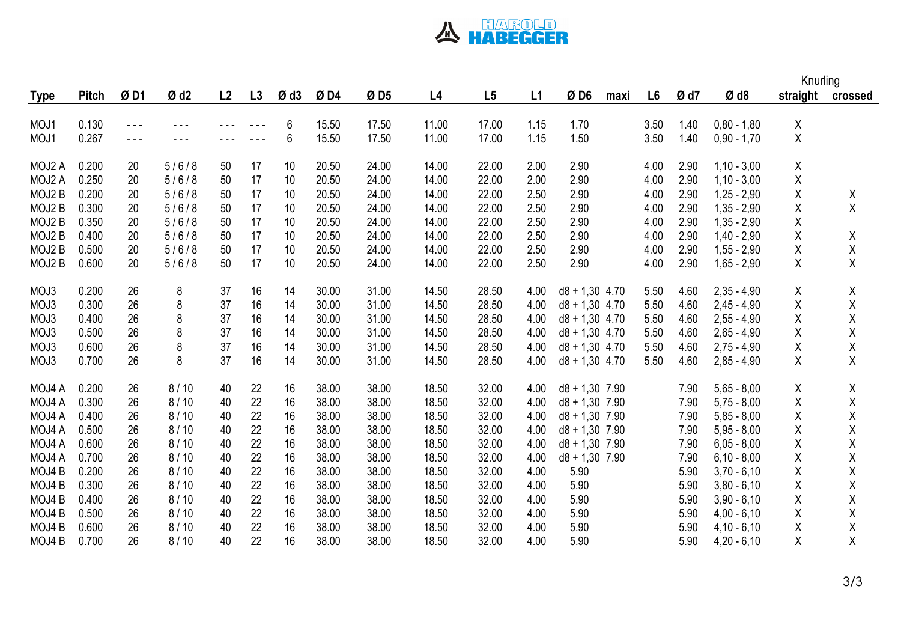| | | | | | | | | | | | | | | | | | Knurling | |
|---|---|---|---|---|---|---|---|---|---|---|---|---|---|---|---|---|---|---|
| **Type** | **Pitch** | **Ø D1** | **Ø d2** | **L2** | **L3** | **Ø d3** | **Ø D4** | **Ø D5** | **L4** | **L5** | **L1** | **Ø D6** | **maxi** | **L6** | **Ø d7** | **Ø d8** | **straight** | **crossed** |
| MOJ1 | 0.130 | - - - | - - - | - - - | - - - | 6 | 15.50 | 17.50 | 11.00 | 17.00 | 1.15 | 1.70 | | 3.50 | 1.40 | 0,80 - 1,80 | X | |
| MOJ1 | 0.267 | - - - | - - - | - - - | - - - | 6 | 15.50 | 17.50 | 11.00 | 17.00 | 1.15 | 1.50 | | 3.50 | 1.40 | 0,90 - 1,70 | X | |
| MOJ2 A | 0.200 | 20 | 5 / 6 / 8 | 50 | 17 | 10 | 20.50 | 24.00 | 14.00 | 22.00 | 2.00 | 2.90 | | 4.00 | 2.90 | 1,10 - 3,00 | X | |
| MOJ2 A | 0.250 | 20 | 5 / 6 / 8 | 50 | 17 | 10 | 20.50 | 24.00 | 14.00 | 22.00 | 2.00 | 2.90 | | 4.00 | 2.90 | 1,10 - 3,00 | X | |
| MOJ2 B | 0.200 | 20 | 5 / 6 / 8 | 50 | 17 | 10 | 20.50 | 24.00 | 14.00 | 22.00 | 2.50 | 2.90 | | 4.00 | 2.90 | 1,25 - 2,90 | X | X |
| MOJ2 B | 0.300 | 20 | 5 / 6 / 8 | 50 | 17 | 10 | 20.50 | 24.00 | 14.00 | 22.00 | 2.50 | 2.90 | | 4.00 | 2.90 | 1,35 - 2,90 | X | X |
| MOJ2 B | 0.350 | 20 | 5 / 6 / 8 | 50 | 17 | 10 | 20.50 | 24.00 | 14.00 | 22.00 | 2.50 | 2.90 | | 4.00 | 2.90 | 1,35 - 2,90 | X | |
| MOJ2 B | 0.400 | 20 | 5 / 6 / 8 | 50 | 17 | 10 | 20.50 | 24.00 | 14.00 | 22.00 | 2.50 | 2.90 | | 4.00 | 2.90 | 1,40 - 2,90 | X | X |
| MOJ2 B | 0.500 | 20 | 5 / 6 / 8 | 50 | 17 | 10 | 20.50 | 24.00 | 14.00 | 22.00 | 2.50 | 2.90 | | 4.00 | 2.90 | 1,55 - 2,90 | X | X |
| MOJ2 B | 0.600 | 20 | 5 / 6 / 8 | 50 | 17 | 10 | 20.50 | 24.00 | 14.00 | 22.00 | 2.50 | 2.90 | | 4.00 | 2.90 | 1,65 - 2,90 | X | X |
| MOJ3 | 0.200 | 26 | 8 | 37 | 16 | 14 | 30.00 | 31.00 | 14.50 | 28.50 | 4.00 | d8 + 1,30 | 4.70 | 5.50 | 4.60 | 2,35 - 4,90 | X | X |
| MOJ3 | 0.300 | 26 | 8 | 37 | 16 | 14 | 30.00 | 31.00 | 14.50 | 28.50 | 4.00 | d8 + 1,30 | 4.70 | 5.50 | 4.60 | 2,45 - 4,90 | X | X |
| MOJ3 | 0.400 | 26 | 8 | 37 | 16 | 14 | 30.00 | 31.00 | 14.50 | 28.50 | 4.00 | d8 + 1,30 | 4.70 | 5.50 | 4.60 | 2,55 - 4,90 | X | X |
| MOJ3 | 0.500 | 26 | 8 | 37 | 16 | 14 | 30.00 | 31.00 | 14.50 | 28.50 | 4.00 | d8 + 1,30 | 4.70 | 5.50 | 4.60 | 2,65 - 4,90 | X | X |
| MOJ3 | 0.600 | 26 | 8 | 37 | 16 | 14 | 30.00 | 31.00 | 14.50 | 28.50 | 4.00 | d8 + 1,30 | 4.70 | 5.50 | 4.60 | 2,75 - 4,90 | X | X |
| MOJ3 | 0.700 | 26 | 8 | 37 | 16 | 14 | 30.00 | 31.00 | 14.50 | 28.50 | 4.00 | d8 + 1,30 | 4.70 | 5.50 | 4.60 | 2,85 - 4,90 | X | X |
| MOJ4 A | 0.200 | 26 | 8 / 10 | 40 | 22 | 16 | 38.00 | 38.00 | 18.50 | 32.00 | 4.00 | d8 + 1,30 | 7.90 | | 7.90 | 5,65 - 8,00 | X | X |
| MOJ4 A | 0.300 | 26 | 8 / 10 | 40 | 22 | 16 | 38.00 | 38.00 | 18.50 | 32.00 | 4.00 | d8 + 1,30 | 7.90 | | 7.90 | 5,75 - 8,00 | X | X |
| MOJ4 A | 0.400 | 26 | 8 / 10 | 40 | 22 | 16 | 38.00 | 38.00 | 18.50 | 32.00 | 4.00 | d8 + 1,30 | 7.90 | | 7.90 | 5,85 - 8,00 | X | X |
| MOJ4 A | 0.500 | 26 | 8 / 10 | 40 | 22 | 16 | 38.00 | 38.00 | 18.50 | 32.00 | 4.00 | d8 + 1,30 | 7.90 | | 7.90 | 5,95 - 8,00 | X | X |
| MOJ4 A | 0.600 | 26 | 8 / 10 | 40 | 22 | 16 | 38.00 | 38.00 | 18.50 | 32.00 | 4.00 | d8 + 1,30 | 7.90 | | 7.90 | 6,05 - 8,00 | X | X |
| MOJ4 A | 0.700 | 26 | 8 / 10 | 40 | 22 | 16 | 38.00 | 38.00 | 18.50 | 32.00 | 4.00 | d8 + 1,30 | 7.90 | | 7.90 | 6,10 - 8,00 | X | X |
| MOJ4 B | 0.200 | 26 | 8 / 10 | 40 | 22 | 16 | 38.00 | 38.00 | 18.50 | 32.00 | 4.00 | 5.90 | | | 5.90 | 3,70 - 6,10 | X | X |
| MOJ4 B | 0.300 | 26 | 8 / 10 | 40 | 22 | 16 | 38.00 | 38.00 | 18.50 | 32.00 | 4.00 | 5.90 | | | 5.90 | 3,80 - 6,10 | X | X |
| MOJ4 B | 0.400 | 26 | 8 / 10 | 40 | 22 | 16 | 38.00 | 38.00 | 18.50 | 32.00 | 4.00 | 5.90 | | | 5.90 | 3,90 - 6,10 | X | X |
| MOJ4 B | 0.500 | 26 | 8 / 10 | 40 | 22 | 16 | 38.00 | 38.00 | 18.50 | 32.00 | 4.00 | 5.90 | | | 5.90 | 4,00 - 6,10 | X | X |
| MOJ4 B | 0.600 | 26 | 8 / 10 | 40 | 22 | 16 | 38.00 | 38.00 | 18.50 | 32.00 | 4.00 | 5.90 | | | 5.90 | 4,10 - 6,10 | X | X |
| MOJ4 B | 0.700 | 26 | 8 / 10 | 40 | 22 | 16 | 38.00 | 38.00 | 18.50 | 32.00 | 4.00 | 5.90 | | | 5.90 | 4,20 - 6,10 | X | X |